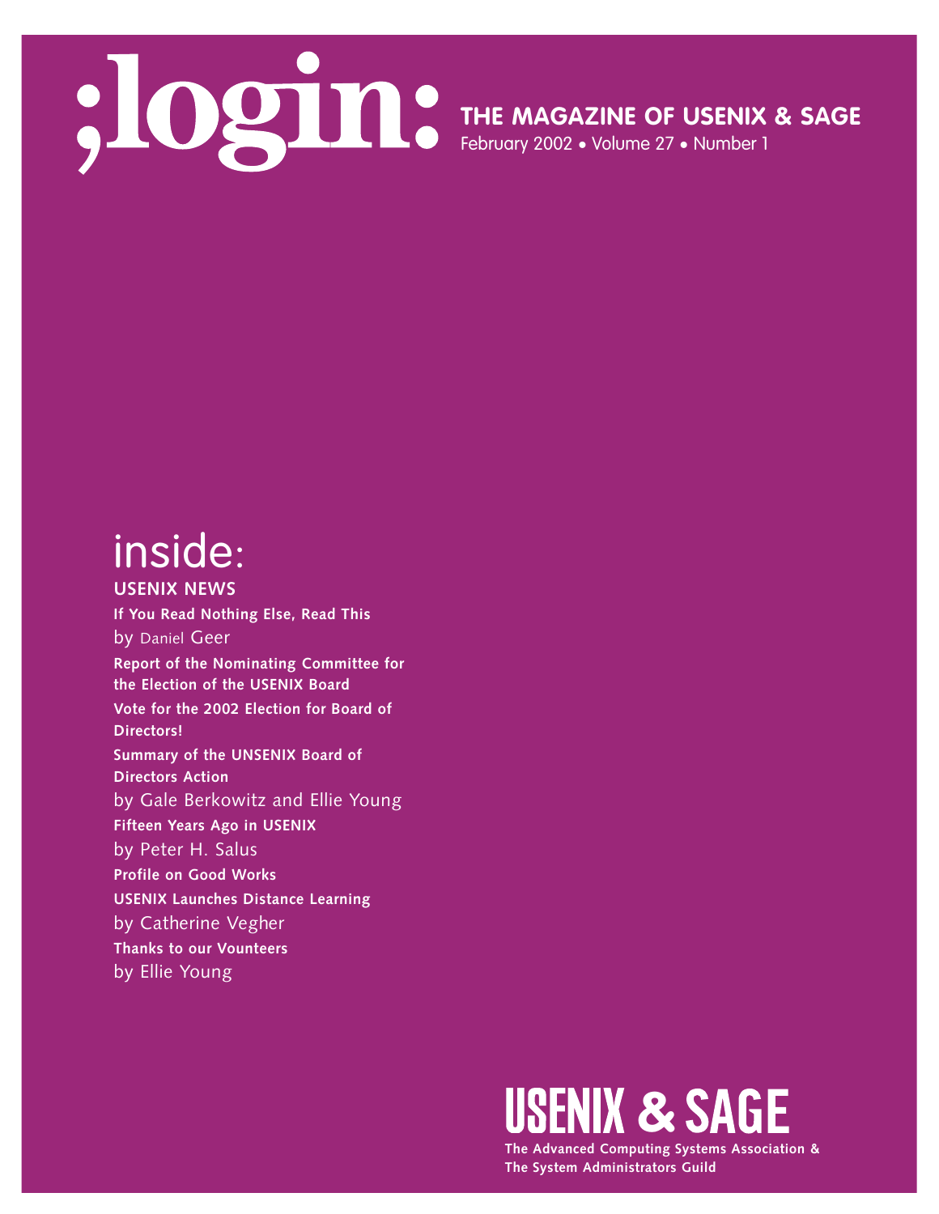# ;login:

**THE MAGAZINE OF USENIX & SAGE**

February 2002 • Volume 27 • Number 1

## inside:

**USENIX NEWS**

**If You Read Nothing Else, Read This**
by Daniel Geer

**Report of the Nominating Committee for the Election of the USENIX Board**

**Vote for the 2002 Election for Board of Directors!**

**Summary of the UNSENIX Board of Directors Action**
by Gale Berkowitz and Ellie Young

**Fifteen Years Ago in USENIX**
by Peter H. Salus

**Profile on Good Works**

**USENIX Launches Distance Learning**
by Catherine Vegher

**Thanks to our Vounteers**
by Ellie Young

**USENIX & SAGE**

**The Advanced Computing Systems Association & The System Administrators Guild**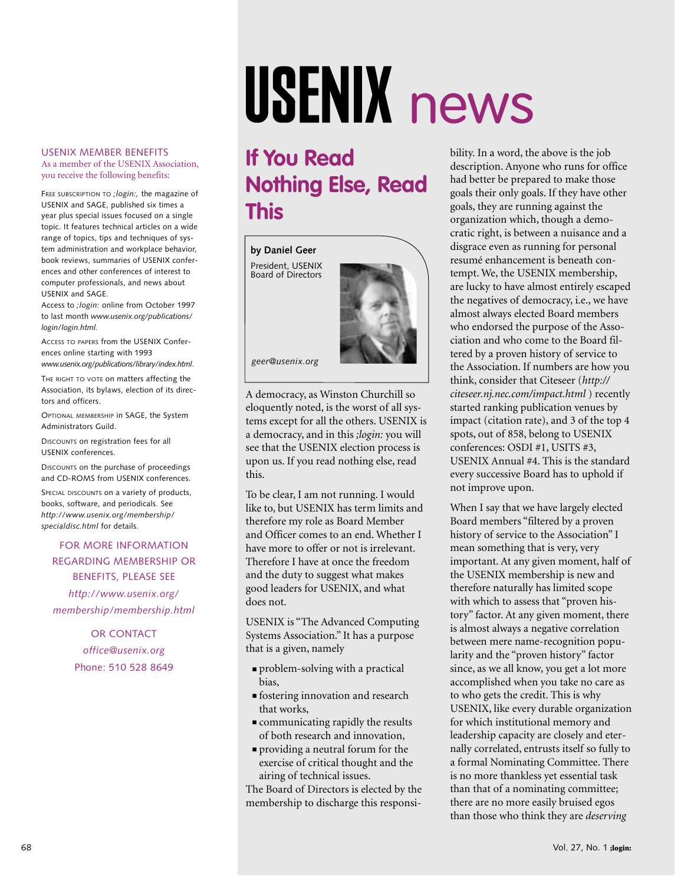# USENIX news

USENIX MEMBER BENEFITS

As a member of the USENIX Association, you receive the following benefits:

FREE SUBSCRIPTION TO *;login:*, the magazine of USENIX and SAGE, published six times a year plus special issues focused on a single topic. It features technical articles on a wide range of topics, tips and techniques of system administration and workplace behavior, book reviews, summaries of USENIX conferences and other conferences of interest to computer professionals, and news about USENIX and SAGE.

Access to *;login:* online from October 1997 to last month *www.usenix.org/publications/login/login.html.*

ACCESS TO PAPERS from the USENIX Conferences online starting with 1993 *www.usenix.org/publications/library/index.html.*

THE RIGHT TO VOTE on matters affecting the Association, its bylaws, election of its directors and officers.

OPTIONAL MEMBERSHIP in SAGE, the System Administrators Guild.

DISCOUNTS on registration fees for all USENIX conferences.

DISCOUNTS on the purchase of proceedings and CD-ROMS from USENIX conferences.

SPECIAL DISCOUNTS on a variety of products, books, software, and periodicals. See *http://www.usenix.org/membership/specialdisc.html* for details.

FOR MORE INFORMATION REGARDING MEMBERSHIP OR BENEFITS, PLEASE SEE *http://www.usenix.org/membership/membership.html*

OR CONTACT *office@usenix.org* Phone: 510 528 8649

## If You Read Nothing Else, Read This

**by Daniel Geer**

President, USENIX Board of Directors

*geer@usenix.org*

A democracy, as Winston Churchill so eloquently noted, is the worst of all systems except for all the others. USENIX is a democracy, and in this *;login:* you will see that the USENIX election process is upon us. If you read nothing else, read this.

To be clear, I am not running. I would like to, but USENIX has term limits and therefore my role as Board Member and Officer comes to an end. Whether I have more to offer or not is irrelevant. Therefore I have at once the freedom and the duty to suggest what makes good leaders for USENIX, and what does not.

USENIX is "The Advanced Computing Systems Association." It has a purpose that is a given, namely

- problem-solving with a practical bias,
- fostering innovation and research that works,
- communicating rapidly the results of both research and innovation,
- providing a neutral forum for the exercise of critical thought and the airing of technical issues.

The Board of Directors is elected by the membership to discharge this responsibility. In a word, the above is the job description. Anyone who runs for office had better be prepared to make those goals their only goals. If they have other goals, they are running against the organization which, though a democratic right, is between a nuisance and a disgrace even as running for personal resumé enhancement is beneath contempt. We, the USENIX membership, are lucky to have almost entirely escaped the negatives of democracy, i.e., we have almost always elected Board members who endorsed the purpose of the Association and who come to the Board filtered by a proven history of service to the Association. If numbers are how you think, consider that Citeseer (*http://citeseer.nj.nec.com/impact.html* ) recently started ranking publication venues by impact (citation rate), and 3 of the top 4 spots, out of 858, belong to USENIX conferences: OSDI #1, USITS #3, USENIX Annual #4. This is the standard every successive Board has to uphold if not improve upon.

When I say that we have largely elected Board members "filtered by a proven history of service to the Association" I mean something that is very, very important. At any given moment, half of the USENIX membership is new and therefore naturally has limited scope with which to assess that "proven history" factor. At any given moment, there is almost always a negative correlation between mere name-recognition popularity and the "proven history" factor since, as we all know, you get a lot more accomplished when you take no care as to who gets the credit. This is why USENIX, like every durable organization for which institutional memory and leadership capacity are closely and eternally correlated, entrusts itself so fully to a formal Nominating Committee. There is no more thankless yet essential task than that of a nominating committee; there are no more easily bruised egos than those who think they are *deserving*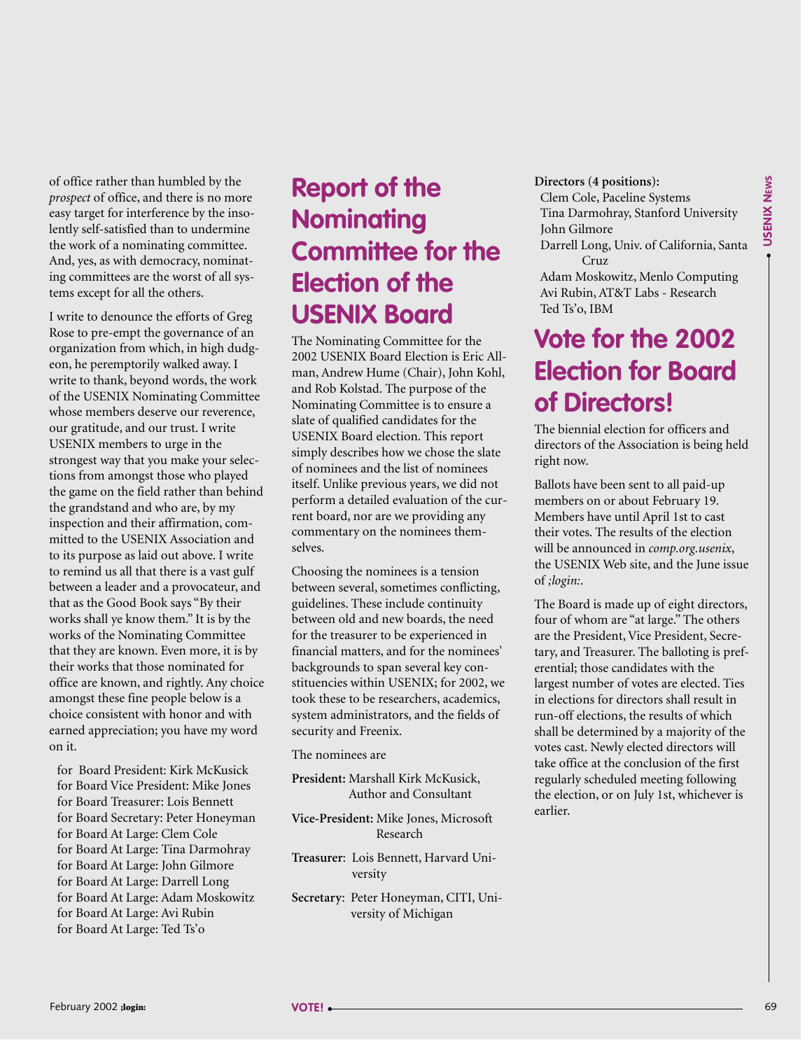of office rather than humbled by the *prospect* of office, and there is no more easy target for interference by the insolently self-satisfied than to undermine the work of a nominating committee. And, yes, as with democracy, nominating committees are the worst of all systems except for all the others.

I write to denounce the efforts of Greg Rose to pre-empt the governance of an organization from which, in high dudgeon, he peremptorily walked away. I write to thank, beyond words, the work of the USENIX Nominating Committee whose members deserve our reverence, our gratitude, and our trust. I write USENIX members to urge in the strongest way that you make your selections from amongst those who played the game on the field rather than behind the grandstand and who are, by my inspection and their affirmation, committed to the USENIX Association and to its purpose as laid out above. I write to remind us all that there is a vast gulf between a leader and a provocateur, and that as the Good Book says "By their works shall ye know them." It is by the works of the Nominating Committee that they are known. Even more, it is by their works that those nominated for office are known, and rightly. Any choice amongst these fine people below is a choice consistent with honor and with earned appreciation; you have my word on it.

for Board President: Kirk McKusick
for Board Vice President: Mike Jones
for Board Treasurer: Lois Bennett
for Board Secretary: Peter Honeyman
for Board At Large: Clem Cole
for Board At Large: Tina Darmohray
for Board At Large: John Gilmore
for Board At Large: Darrell Long
for Board At Large: Adam Moskowitz
for Board At Large: Avi Rubin
for Board At Large: Ted Ts'o

# Report of the Nominating Committee for the Election of the USENIX Board

The Nominating Committee for the 2002 USENIX Board Election is Eric Allman, Andrew Hume (Chair), John Kohl, and Rob Kolstad. The purpose of the Nominating Committee is to ensure a slate of qualified candidates for the USENIX Board election. This report simply describes how we chose the slate of nominees and the list of nominees itself. Unlike previous years, we did not perform a detailed evaluation of the current board, nor are we providing any commentary on the nominees themselves.

Choosing the nominees is a tension between several, sometimes conflicting, guidelines. These include continuity between old and new boards, the need for the treasurer to be experienced in financial matters, and for the nominees' backgrounds to span several key constituencies within USENIX; for 2002, we took these to be researchers, academics, system administrators, and the fields of security and Freenix.

The nominees are

**President:** Marshall Kirk McKusick, Author and Consultant

**Vice-President:** Mike Jones, Microsoft Research

**Treasurer**: Lois Bennett, Harvard University

**Secretary**: Peter Honeyman, CITI, University of Michigan

**Directors (4 positions):**
Clem Cole, Paceline Systems
Tina Darmohray, Stanford University
John Gilmore
Darrell Long, Univ. of California, Santa Cruz
Adam Moskowitz, Menlo Computing
Avi Rubin, AT&T Labs - Research
Ted Ts'o, IBM

# Vote for the 2002 Election for Board of Directors!

The biennial election for officers and directors of the Association is being held right now.

Ballots have been sent to all paid-up members on or about February 19. Members have until April 1st to cast their votes. The results of the election will be announced in *comp.org.usenix*, the USENIX Web site, and the June issue of *;login:*.

The Board is made up of eight directors, four of whom are "at large." The others are the President, Vice President, Secretary, and Treasurer. The balloting is preferential; those candidates with the largest number of votes are elected. Ties in elections for directors shall result in run-off elections, the results of which shall be determined by a majority of the votes cast. Newly elected directors will take office at the conclusion of the first regularly scheduled meeting following the election, or on July 1st, whichever is earlier.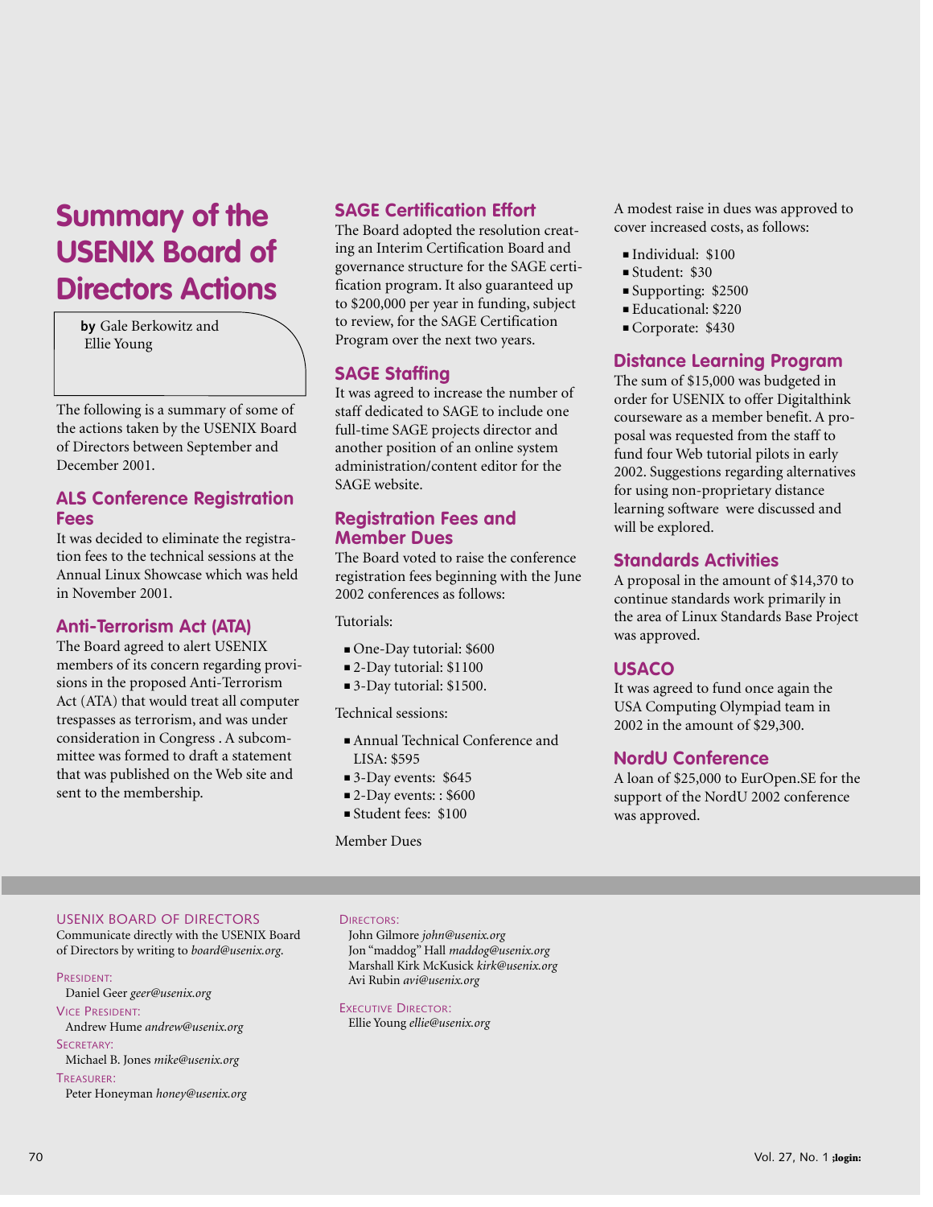# Summary of the USENIX Board of Directors Actions

**by** Gale Berkowitz and Ellie Young

The following is a summary of some of the actions taken by the USENIX Board of Directors between September and December 2001.

## ALS Conference Registration Fees

It was decided to eliminate the registration fees to the technical sessions at the Annual Linux Showcase which was held in November 2001.

## Anti-Terrorism Act (ATA)

The Board agreed to alert USENIX members of its concern regarding provisions in the proposed Anti-Terrorism Act (ATA) that would treat all computer trespasses as terrorism, and was under consideration in Congress . A subcommittee was formed to draft a statement that was published on the Web site and sent to the membership.

## SAGE Certification Effort

The Board adopted the resolution creating an Interim Certification Board and governance structure for the SAGE certification program. It also guaranteed up to $200,000 per year in funding, subject to review, for the SAGE Certification Program over the next two years.

## SAGE Staffing

It was agreed to increase the number of staff dedicated to SAGE to include one full-time SAGE projects director and another position of an online system administration/content editor for the SAGE website.

## Registration Fees and Member Dues

The Board voted to raise the conference registration fees beginning with the June 2002 conferences as follows:

Tutorials:

- One-Day tutorial: $600
- 2-Day tutorial: $1100
- 3-Day tutorial: $1500.

Technical sessions:

- Annual Technical Conference and LISA: $595
- 3-Day events: $645
- 2-Day events: : $600
- Student fees: $100

Member Dues

A modest raise in dues was approved to cover increased costs, as follows:

- Individual: $100
- Student: $30
- Supporting: $2500
- Educational: $220
- Corporate: $430

## Distance Learning Program

The sum of $15,000 was budgeted in order for USENIX to offer Digitalthink courseware as a member benefit. A proposal was requested from the staff to fund four Web tutorial pilots in early 2002. Suggestions regarding alternatives for using non-proprietary distance learning software were discussed and will be explored.

## Standards Activities

A proposal in the amount of $14,370 to continue standards work primarily in the area of Linux Standards Base Project was approved.

## USACO

It was agreed to fund once again the USA Computing Olympiad team in 2002 in the amount of $29,300.

## NordU Conference

A loan of $25,000 to EurOpen.SE for the support of the NordU 2002 conference was approved.

---

USENIX BOARD OF DIRECTORS

Communicate directly with the USENIX Board of Directors by writing to *board@usenix.org*.

PRESIDENT:
Daniel Geer *geer@usenix.org*

VICE PRESIDENT:
Andrew Hume *andrew@usenix.org*

SECRETARY:
Michael B. Jones *mike@usenix.org*

TREASURER:
Peter Honeyman *honey@usenix.org*

DIRECTORS:
John Gilmore *john@usenix.org*
Jon "maddog" Hall *maddog@usenix.org*
Marshall Kirk McKusick *kirk@usenix.org*
Avi Rubin *avi@usenix.org*

EXECUTIVE DIRECTOR:
Ellie Young *ellie@usenix.org*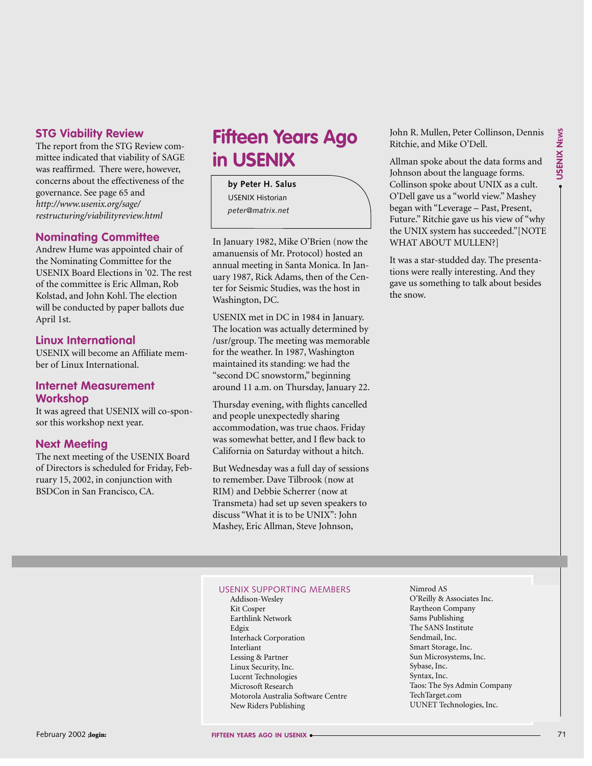### STG Viability Review

The report from the STG Review committee indicated that viability of SAGE was reaffirmed. There were, however, concerns about the effectiveness of the governance. See page 65 and *http://www.usenix.org/sage/restructuring/viabilityreview.html*

### Nominating Committee

Andrew Hume was appointed chair of the Nominating Committee for the USENIX Board Elections in '02. The rest of the committee is Eric Allman, Rob Kolstad, and John Kohl. The election will be conducted by paper ballots due April 1st.

### Linux International

USENIX will become an Affiliate member of Linux International.

### Internet Measurement Workshop

It was agreed that USENIX will co-sponsor this workshop next year.

### Next Meeting

The next meeting of the USENIX Board of Directors is scheduled for Friday, February 15, 2002, in conjunction with BSDCon in San Francisco, CA.

# Fifteen Years Ago in USENIX

**by Peter H. Salus**
USENIX Historian
*peter@matrix.net*

In January 1982, Mike O'Brien (now the amanuensis of Mr. Protocol) hosted an annual meeting in Santa Monica. In January 1987, Rick Adams, then of the Center for Seismic Studies, was the host in Washington, DC.

USENIX met in DC in 1984 in January. The location was actually determined by /usr/group. The meeting was memorable for the weather. In 1987, Washington maintained its standing: we had the "second DC snowstorm," beginning around 11 a.m. on Thursday, January 22.

Thursday evening, with flights cancelled and people unexpectedly sharing accommodation, was true chaos. Friday was somewhat better, and I flew back to California on Saturday without a hitch.

But Wednesday was a full day of sessions to remember. Dave Tilbrook (now at RIM) and Debbie Scherrer (now at Transmeta) had set up seven speakers to discuss "What it is to be UNIX": John Mashey, Eric Allman, Steve Johnson, John R. Mullen, Peter Collinson, Dennis Ritchie, and Mike O'Dell.

Allman spoke about the data forms and Johnson about the language forms. Collinson spoke about UNIX as a cult. O'Dell gave us a "world view." Mashey began with "Leverage – Past, Present, Future." Ritchie gave us his view of "why the UNIX system has succeeded."[NOTE WHAT ABOUT MULLEN?]

It was a star-studded day. The presentations were really interesting. And they gave us something to talk about besides the snow.

USENIX SUPPORTING MEMBERS

- Addison-Wesley
- Kit Cosper
- Earthlink Network
- Edgix
- Interhack Corporation
- Interliant
- Lessing & Partner
- Linux Security, Inc.
- Lucent Technologies
- Microsoft Research
- Motorola Australia Software Centre
- New Riders Publishing
- Nimrod AS
- O'Reilly & Associates Inc.
- Raytheon Company
- Sams Publishing
- The SANS Institute
- Sendmail, Inc.
- Smart Storage, Inc.
- Sun Microsystems, Inc.
- Sybase, Inc.
- Syntax, Inc.
- Taos: The Sys Admin Company
- TechTarget.com
- UUNET Technologies, Inc.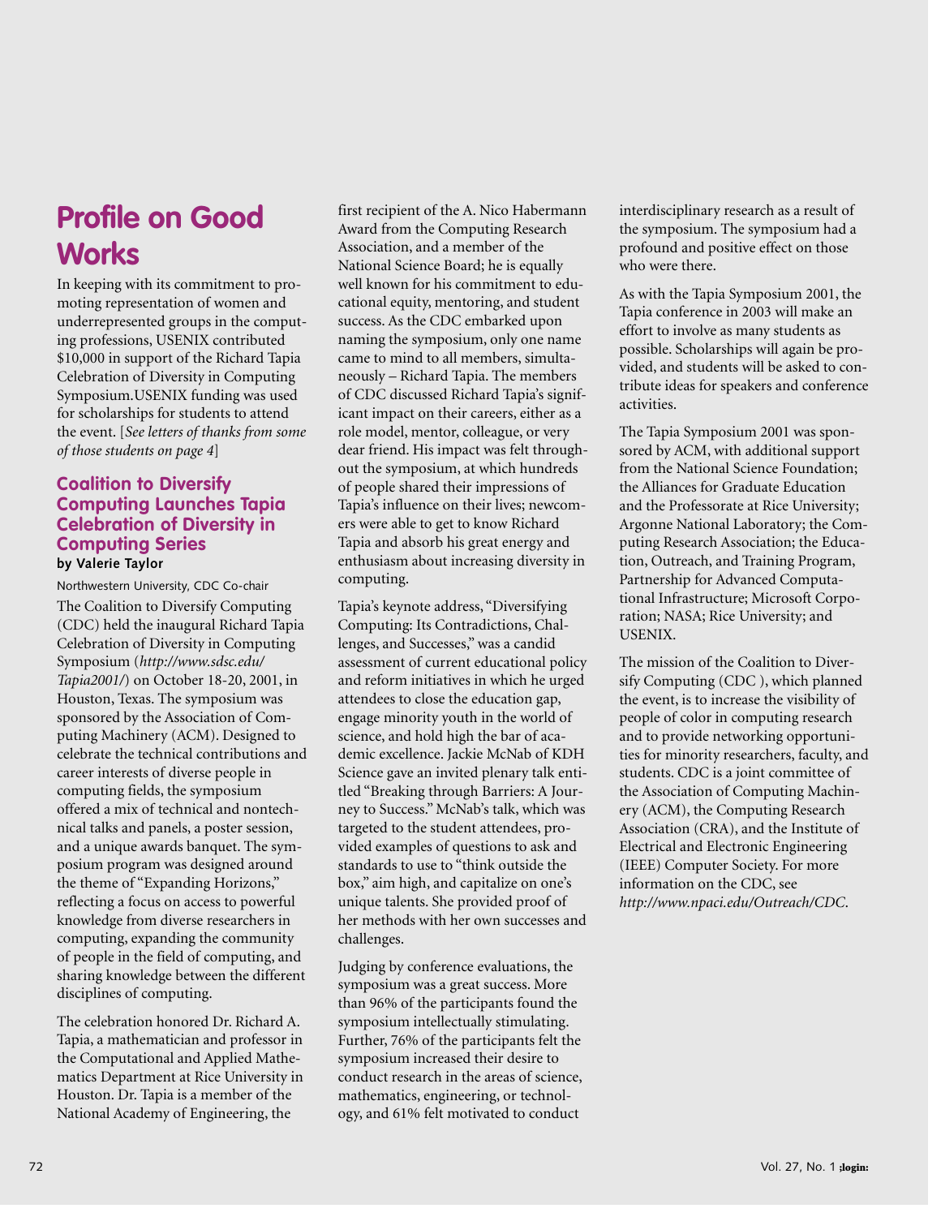# Profile on Good Works

In keeping with its commitment to promoting representation of women and underrepresented groups in the computing professions, USENIX contributed $10,000 in support of the Richard Tapia Celebration of Diversity in Computing Symposium.USENIX funding was used for scholarships for students to attend the event. [*See letters of thanks from some of those students on page 4*]

## Coalition to Diversify Computing Launches Tapia Celebration of Diversity in Computing Series

**by Valerie Taylor**

Northwestern University, CDC Co-chair

The Coalition to Diversify Computing (CDC) held the inaugural Richard Tapia Celebration of Diversity in Computing Symposium (*http://www.sdsc.edu/Tapia2001/*) on October 18-20, 2001, in Houston, Texas. The symposium was sponsored by the Association of Computing Machinery (ACM). Designed to celebrate the technical contributions and career interests of diverse people in computing fields, the symposium offered a mix of technical and nontechnical talks and panels, a poster session, and a unique awards banquet. The symposium program was designed around the theme of "Expanding Horizons," reflecting a focus on access to powerful knowledge from diverse researchers in computing, expanding the community of people in the field of computing, and sharing knowledge between the different disciplines of computing.

The celebration honored Dr. Richard A. Tapia, a mathematician and professor in the Computational and Applied Mathematics Department at Rice University in Houston. Dr. Tapia is a member of the National Academy of Engineering, the first recipient of the A. Nico Habermann Award from the Computing Research Association, and a member of the National Science Board; he is equally well known for his commitment to educational equity, mentoring, and student success. As the CDC embarked upon naming the symposium, only one name came to mind to all members, simultaneously – Richard Tapia. The members of CDC discussed Richard Tapia's significant impact on their careers, either as a role model, mentor, colleague, or very dear friend. His impact was felt throughout the symposium, at which hundreds of people shared their impressions of Tapia's influence on their lives; newcomers were able to get to know Richard Tapia and absorb his great energy and enthusiasm about increasing diversity in computing.

Tapia's keynote address, "Diversifying Computing: Its Contradictions, Challenges, and Successes," was a candid assessment of current educational policy and reform initiatives in which he urged attendees to close the education gap, engage minority youth in the world of science, and hold high the bar of academic excellence. Jackie McNab of KDH Science gave an invited plenary talk entitled "Breaking through Barriers: A Journey to Success." McNab's talk, which was targeted to the student attendees, provided examples of questions to ask and standards to use to "think outside the box," aim high, and capitalize on one's unique talents. She provided proof of her methods with her own successes and challenges.

Judging by conference evaluations, the symposium was a great success. More than 96% of the participants found the symposium intellectually stimulating. Further, 76% of the participants felt the symposium increased their desire to conduct research in the areas of science, mathematics, engineering, or technology, and 61% felt motivated to conduct interdisciplinary research as a result of the symposium. The symposium had a profound and positive effect on those who were there.

As with the Tapia Symposium 2001, the Tapia conference in 2003 will make an effort to involve as many students as possible. Scholarships will again be provided, and students will be asked to contribute ideas for speakers and conference activities.

The Tapia Symposium 2001 was sponsored by ACM, with additional support from the National Science Foundation; the Alliances for Graduate Education and the Professorate at Rice University; Argonne National Laboratory; the Computing Research Association; the Education, Outreach, and Training Program, Partnership for Advanced Computational Infrastructure; Microsoft Corporation; NASA; Rice University; and USENIX.

The mission of the Coalition to Diversify Computing (CDC ), which planned the event, is to increase the visibility of people of color in computing research and to provide networking opportunities for minority researchers, faculty, and students. CDC is a joint committee of the Association of Computing Machinery (ACM), the Computing Research Association (CRA), and the Institute of Electrical and Electronic Engineering (IEEE) Computer Society. For more information on the CDC, see *http://www.npaci.edu/Outreach/CDC*.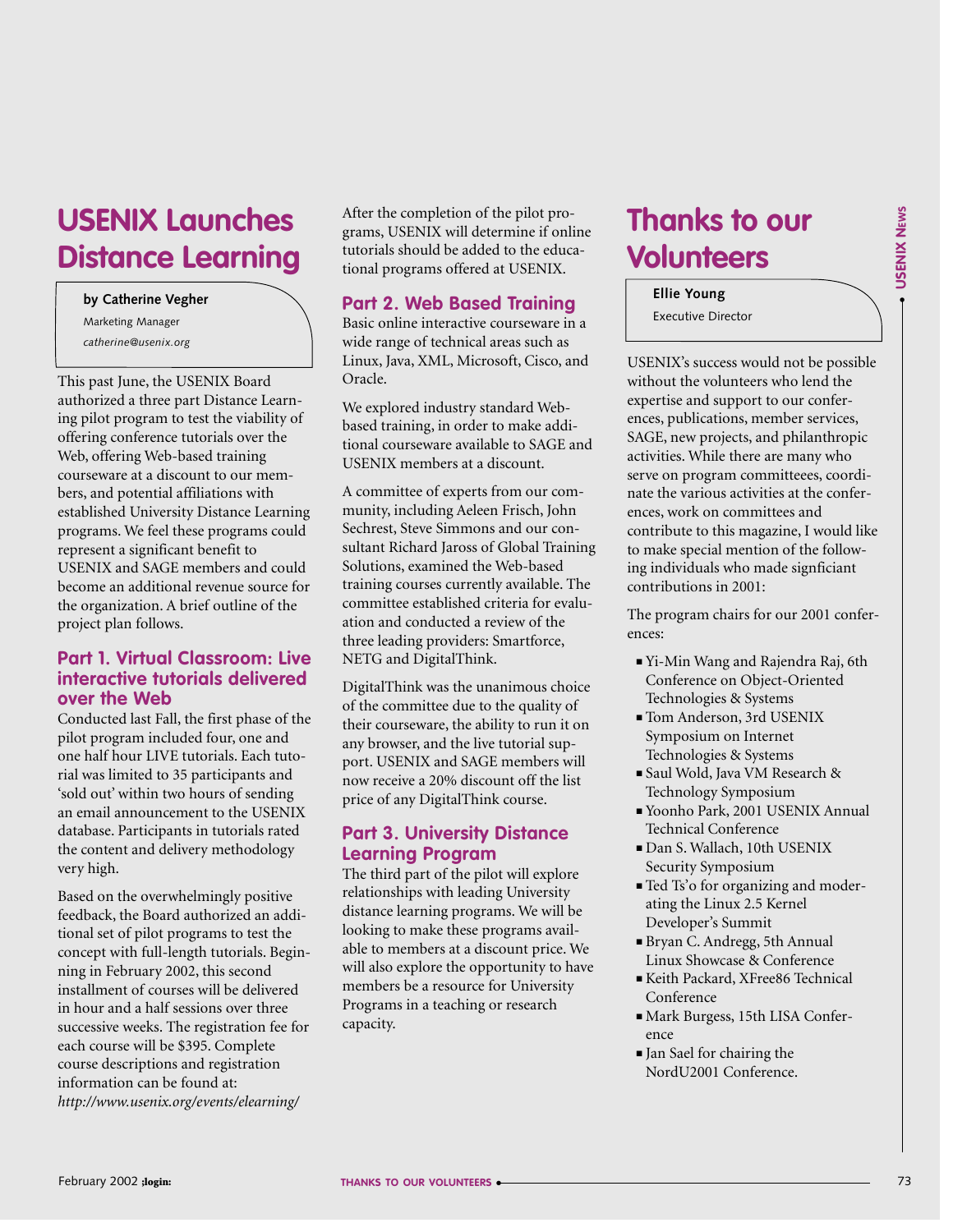# USENIX Launches Distance Learning

**by Catherine Vegher**

Marketing Manager

*catherine@usenix.org*

This past June, the USENIX Board authorized a three part Distance Learning pilot program to test the viability of offering conference tutorials over the Web, offering Web-based training courseware at a discount to our members, and potential affiliations with established University Distance Learning programs. We feel these programs could represent a significant benefit to USENIX and SAGE members and could become an additional revenue source for the organization. A brief outline of the project plan follows.

## Part 1. Virtual Classroom: Live interactive tutorials delivered over the Web

Conducted last Fall, the first phase of the pilot program included four, one and one half hour LIVE tutorials. Each tutorial was limited to 35 participants and 'sold out' within two hours of sending an email announcement to the USENIX database. Participants in tutorials rated the content and delivery methodology very high.

Based on the overwhelmingly positive feedback, the Board authorized an additional set of pilot programs to test the concept with full-length tutorials. Beginning in February 2002, this second installment of courses will be delivered in hour and a half sessions over three successive weeks. The registration fee for each course will be $395. Complete course descriptions and registration information can be found at: *http://www.usenix.org/events/elearning/*

After the completion of the pilot programs, USENIX will determine if online tutorials should be added to the educational programs offered at USENIX.

## Part 2. Web Based Training

Basic online interactive courseware in a wide range of technical areas such as Linux, Java, XML, Microsoft, Cisco, and Oracle.

We explored industry standard Web-based training, in order to make additional courseware available to SAGE and USENIX members at a discount.

A committee of experts from our community, including Aeleen Frisch, John Sechrest, Steve Simmons and our consultant Richard Jaross of Global Training Solutions, examined the Web-based training courses currently available. The committee established criteria for evaluation and conducted a review of the three leading providers: Smartforce, NETG and DigitalThink.

DigitalThink was the unanimous choice of the committee due to the quality of their courseware, the ability to run it on any browser, and the live tutorial support. USENIX and SAGE members will now receive a 20% discount off the list price of any DigitalThink course.

## Part 3. University Distance Learning Program

The third part of the pilot will explore relationships with leading University distance learning programs. We will be looking to make these programs available to members at a discount price. We will also explore the opportunity to have members be a resource for University Programs in a teaching or research capacity.

# Thanks to our Volunteers

**Ellie Young**

Executive Director

USENIX's success would not be possible without the volunteers who lend the expertise and support to our conferences, publications, member services, SAGE, new projects, and philanthropic activities. While there are many who serve on program committeees, coordinate the various activities at the conferences, work on committees and contribute to this magazine, I would like to make special mention of the following individuals who made signficiant contributions in 2001:

The program chairs for our 2001 conferences:

- Yi-Min Wang and Rajendra Raj, 6th Conference on Object-Oriented Technologies & Systems
- Tom Anderson, 3rd USENIX Symposium on Internet Technologies & Systems
- Saul Wold, Java VM Research & Technology Symposium
- Yoonho Park, 2001 USENIX Annual Technical Conference
- Dan S. Wallach, 10th USENIX Security Symposium
- Ted Ts'o for organizing and moderating the Linux 2.5 Kernel Developer's Summit
- Bryan C. Andregg, 5th Annual Linux Showcase & Conference
- Keith Packard, XFree86 Technical Conference
- Mark Burgess, 15th LISA Conference
- Jan Sael for chairing the NordU2001 Conference.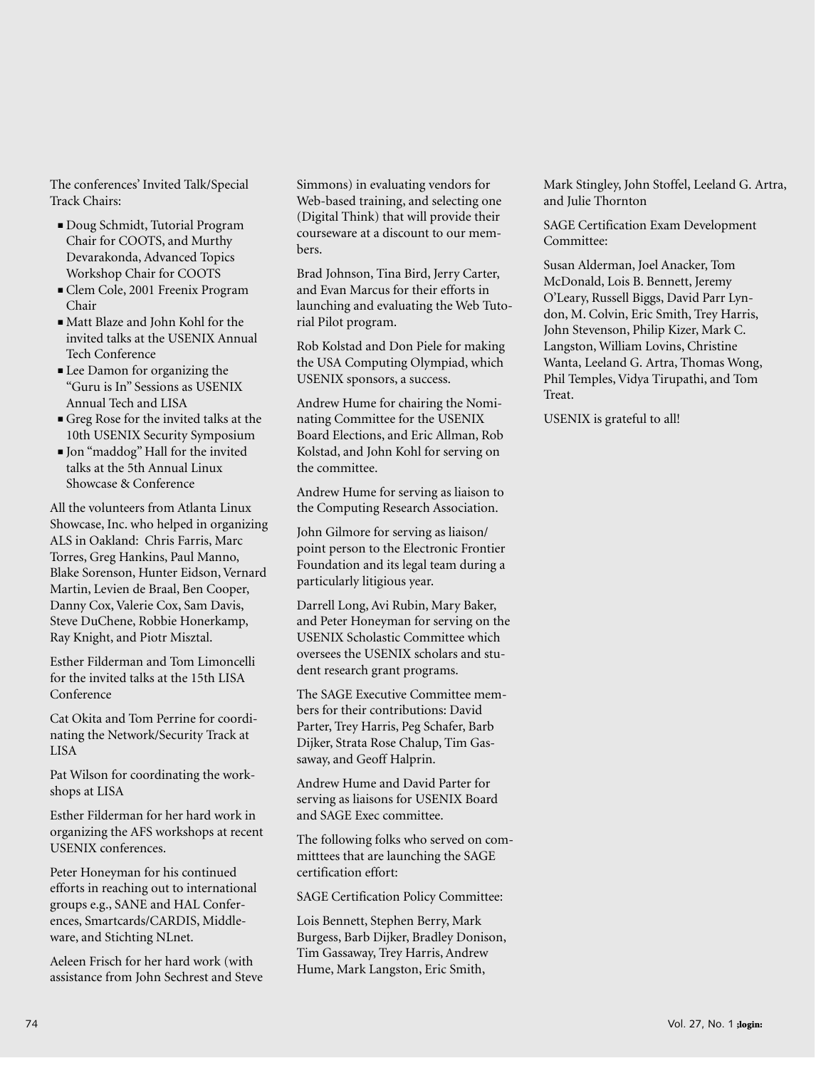The conferences' Invited Talk/Special Track Chairs:

- Doug Schmidt, Tutorial Program Chair for COOTS, and Murthy Devarakonda, Advanced Topics Workshop Chair for COOTS
- Clem Cole, 2001 Freenix Program Chair
- Matt Blaze and John Kohl for the invited talks at the USENIX Annual Tech Conference
- Lee Damon for organizing the "Guru is In" Sessions as USENIX Annual Tech and LISA
- Greg Rose for the invited talks at the 10th USENIX Security Symposium
- Jon "maddog" Hall for the invited talks at the 5th Annual Linux Showcase & Conference

All the volunteers from Atlanta Linux Showcase, Inc. who helped in organizing ALS in Oakland: Chris Farris, Marc Torres, Greg Hankins, Paul Manno, Blake Sorenson, Hunter Eidson, Vernard Martin, Levien de Braal, Ben Cooper, Danny Cox, Valerie Cox, Sam Davis, Steve DuChene, Robbie Honerkamp, Ray Knight, and Piotr Misztal.

Esther Filderman and Tom Limoncelli for the invited talks at the 15th LISA Conference

Cat Okita and Tom Perrine for coordinating the Network/Security Track at LISA

Pat Wilson for coordinating the workshops at LISA

Esther Filderman for her hard work in organizing the AFS workshops at recent USENIX conferences.

Peter Honeyman for his continued efforts in reaching out to international groups e.g., SANE and HAL Conferences, Smartcards/CARDIS, Middleware, and Stichting NLnet.

Aeleen Frisch for her hard work (with assistance from John Sechrest and Steve Simmons) in evaluating vendors for Web-based training, and selecting one (Digital Think) that will provide their courseware at a discount to our members.

Brad Johnson, Tina Bird, Jerry Carter, and Evan Marcus for their efforts in launching and evaluating the Web Tutorial Pilot program.

Rob Kolstad and Don Piele for making the USA Computing Olympiad, which USENIX sponsors, a success.

Andrew Hume for chairing the Nominating Committee for the USENIX Board Elections, and Eric Allman, Rob Kolstad, and John Kohl for serving on the committee.

Andrew Hume for serving as liaison to the Computing Research Association.

John Gilmore for serving as liaison/point person to the Electronic Frontier Foundation and its legal team during a particularly litigious year.

Darrell Long, Avi Rubin, Mary Baker, and Peter Honeyman for serving on the USENIX Scholastic Committee which oversees the USENIX scholars and student research grant programs.

The SAGE Executive Committee members for their contributions: David Parter, Trey Harris, Peg Schafer, Barb Dijker, Strata Rose Chalup, Tim Gassaway, and Geoff Halprin.

Andrew Hume and David Parter for serving as liaisons for USENIX Board and SAGE Exec committee.

The following folks who served on committtees that are launching the SAGE certification effort:

SAGE Certification Policy Committee:

Lois Bennett, Stephen Berry, Mark Burgess, Barb Dijker, Bradley Donison, Tim Gassaway, Trey Harris, Andrew Hume, Mark Langston, Eric Smith, Mark Stingley, John Stoffel, Leeland G. Artra, and Julie Thornton

SAGE Certification Exam Development Committee:

Susan Alderman, Joel Anacker, Tom McDonald, Lois B. Bennett, Jeremy O'Leary, Russell Biggs, David Parr Lyndon, M. Colvin, Eric Smith, Trey Harris, John Stevenson, Philip Kizer, Mark C. Langston, William Lovins, Christine Wanta, Leeland G. Artra, Thomas Wong, Phil Temples, Vidya Tirupathi, and Tom Treat.

USENIX is grateful to all!